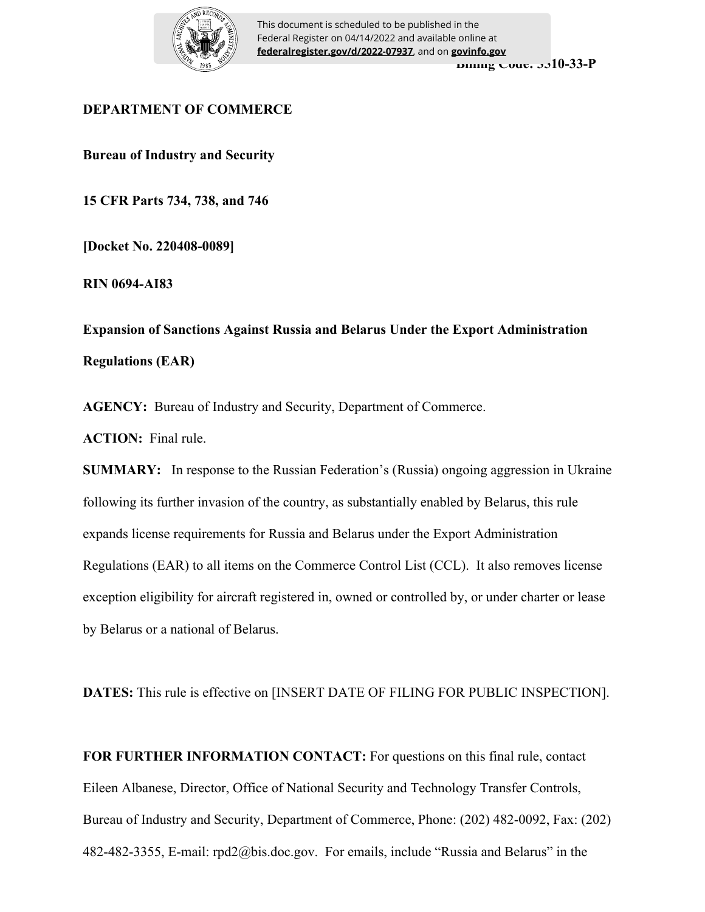Billing Code: 3510-33-P

**DEPARTMENT OF COMMERCE**

**Bureau of Industry and Security**

**15 CFR Parts 734, 738, and 746**

**[Docket No. 220408-0089]**

**RIN 0694-AI83**

**Expansion of Sanctions Against Russia and Belarus Under the Export Administration Regulations (EAR)**

**AGENCY:** Bureau of Industry and Security, Department of Commerce.

**ACTION:** Final rule.

**SUMMARY:** In response to the Russian Federation's (Russia) ongoing aggression in Ukraine following its further invasion of the country, as substantially enabled by Belarus, this rule expands license requirements for Russia and Belarus under the Export Administration Regulations (EAR) to all items on the Commerce Control List (CCL). It also removes license exception eligibility for aircraft registered in, owned or controlled by, or under charter or lease by Belarus or a national of Belarus.

**DATES:** This rule is effective on [INSERT DATE OF FILING FOR PUBLIC INSPECTION].

**FOR FURTHER INFORMATION CONTACT:** For questions on this final rule, contact Eileen Albanese, Director, Office of National Security and Technology Transfer Controls, Bureau of Industry and Security, Department of Commerce, Phone: (202) 482-0092, Fax: (202) 482-482-3355, E-mail: rpd2@bis.doc.gov. For emails, include "Russia and Belarus" in the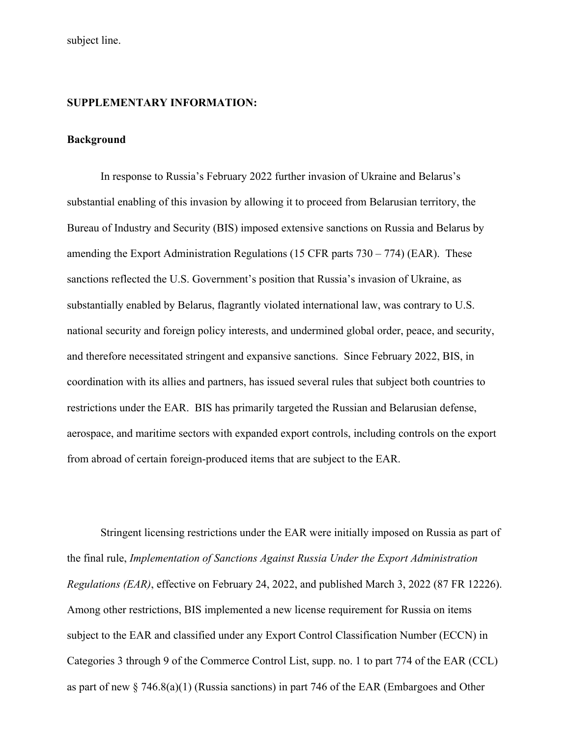subject line.

**SUPPLEMENTARY INFORMATION:**

**Background**

In response to Russia's February 2022 further invasion of Ukraine and Belarus's substantial enabling of this invasion by allowing it to proceed from Belarusian territory, the Bureau of Industry and Security (BIS) imposed extensive sanctions on Russia and Belarus by amending the Export Administration Regulations (15 CFR parts 730 – 774) (EAR). These sanctions reflected the U.S. Government's position that Russia's invasion of Ukraine, as substantially enabled by Belarus, flagrantly violated international law, was contrary to U.S. national security and foreign policy interests, and undermined global order, peace, and security, and therefore necessitated stringent and expansive sanctions. Since February 2022, BIS, in coordination with its allies and partners, has issued several rules that subject both countries to restrictions under the EAR. BIS has primarily targeted the Russian and Belarusian defense, aerospace, and maritime sectors with expanded export controls, including controls on the export from abroad of certain foreign-produced items that are subject to the EAR.

Stringent licensing restrictions under the EAR were initially imposed on Russia as part of the final rule, *Implementation of Sanctions Against Russia Under the Export Administration Regulations (EAR)*, effective on February 24, 2022, and published March 3, 2022 (87 FR 12226). Among other restrictions, BIS implemented a new license requirement for Russia on items subject to the EAR and classified under any Export Control Classification Number (ECCN) in Categories 3 through 9 of the Commerce Control List, supp. no. 1 to part 774 of the EAR (CCL) as part of new § 746.8(a)(1) (Russia sanctions) in part 746 of the EAR (Embargoes and Other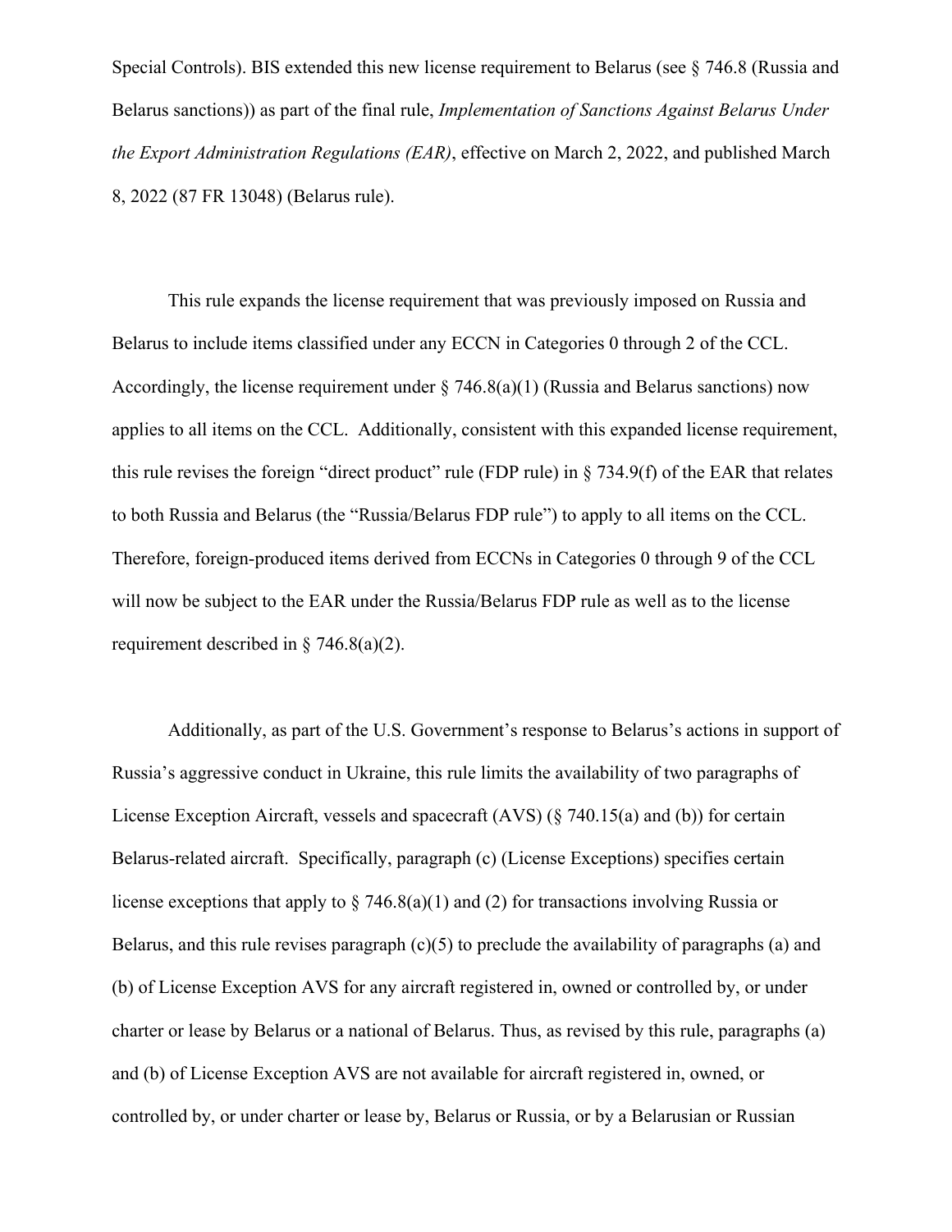Special Controls). BIS extended this new license requirement to Belarus (see § 746.8 (Russia and Belarus sanctions)) as part of the final rule, *Implementation of Sanctions Against Belarus Under the Export Administration Regulations (EAR)*, effective on March 2, 2022, and published March 8, 2022 (87 FR 13048) (Belarus rule).

This rule expands the license requirement that was previously imposed on Russia and Belarus to include items classified under any ECCN in Categories 0 through 2 of the CCL. Accordingly, the license requirement under § 746.8(a)(1) (Russia and Belarus sanctions) now applies to all items on the CCL. Additionally, consistent with this expanded license requirement, this rule revises the foreign "direct product" rule (FDP rule) in § 734.9(f) of the EAR that relates to both Russia and Belarus (the "Russia/Belarus FDP rule") to apply to all items on the CCL. Therefore, foreign-produced items derived from ECCNs in Categories 0 through 9 of the CCL will now be subject to the EAR under the Russia/Belarus FDP rule as well as to the license requirement described in § 746.8(a)(2).

Additionally, as part of the U.S. Government's response to Belarus's actions in support of Russia's aggressive conduct in Ukraine, this rule limits the availability of two paragraphs of License Exception Aircraft, vessels and spacecraft (AVS) (§ 740.15(a) and (b)) for certain Belarus-related aircraft. Specifically, paragraph (c) (License Exceptions) specifies certain license exceptions that apply to § 746.8(a)(1) and (2) for transactions involving Russia or Belarus, and this rule revises paragraph (c)(5) to preclude the availability of paragraphs (a) and (b) of License Exception AVS for any aircraft registered in, owned or controlled by, or under charter or lease by Belarus or a national of Belarus. Thus, as revised by this rule, paragraphs (a) and (b) of License Exception AVS are not available for aircraft registered in, owned, or controlled by, or under charter or lease by, Belarus or Russia, or by a Belarusian or Russian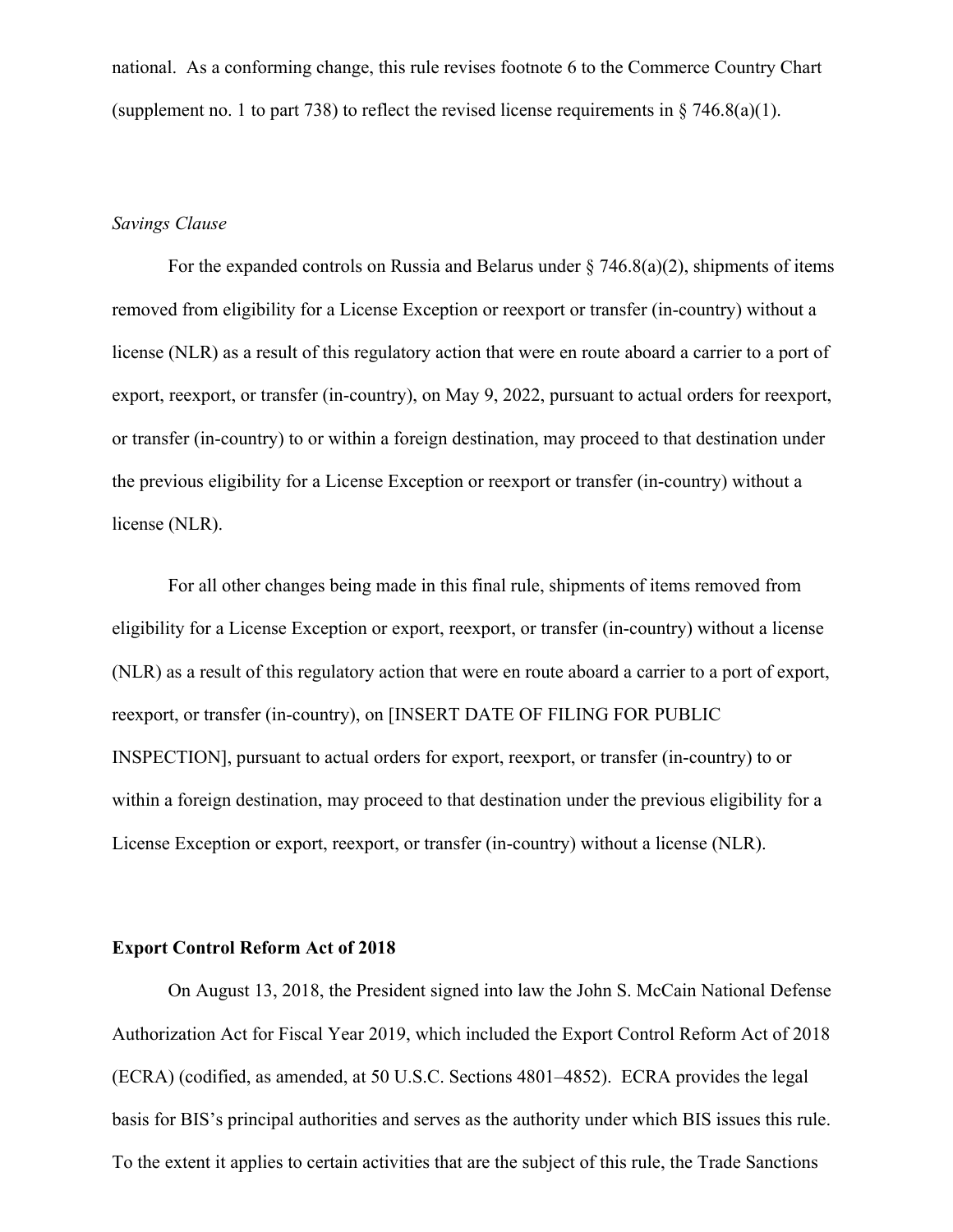national. As a conforming change, this rule revises footnote 6 to the Commerce Country Chart (supplement no. 1 to part 738) to reflect the revised license requirements in § 746.8(a)(1).

*Savings Clause*

For the expanded controls on Russia and Belarus under § 746.8(a)(2), shipments of items removed from eligibility for a License Exception or reexport or transfer (in-country) without a license (NLR) as a result of this regulatory action that were en route aboard a carrier to a port of export, reexport, or transfer (in-country), on May 9, 2022, pursuant to actual orders for reexport, or transfer (in-country) to or within a foreign destination, may proceed to that destination under the previous eligibility for a License Exception or reexport or transfer (in-country) without a license (NLR).

For all other changes being made in this final rule, shipments of items removed from eligibility for a License Exception or export, reexport, or transfer (in-country) without a license (NLR) as a result of this regulatory action that were en route aboard a carrier to a port of export, reexport, or transfer (in-country), on [INSERT DATE OF FILING FOR PUBLIC INSPECTION], pursuant to actual orders for export, reexport, or transfer (in-country) to or within a foreign destination, may proceed to that destination under the previous eligibility for a License Exception or export, reexport, or transfer (in-country) without a license (NLR).

**Export Control Reform Act of 2018**

On August 13, 2018, the President signed into law the John S. McCain National Defense Authorization Act for Fiscal Year 2019, which included the Export Control Reform Act of 2018 (ECRA) (codified, as amended, at 50 U.S.C. Sections 4801–4852). ECRA provides the legal basis for BIS's principal authorities and serves as the authority under which BIS issues this rule. To the extent it applies to certain activities that are the subject of this rule, the Trade Sanctions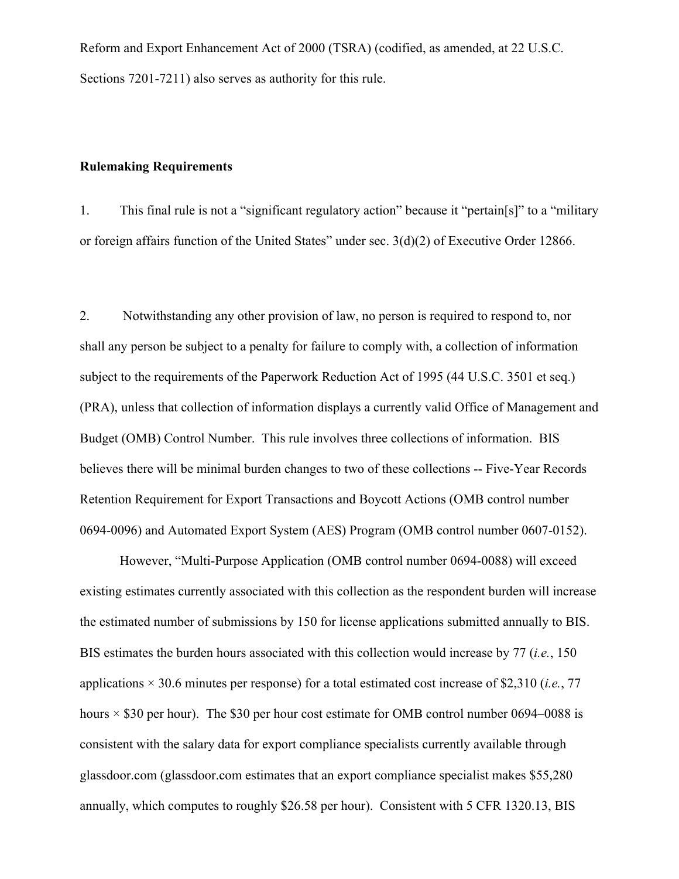Reform and Export Enhancement Act of 2000 (TSRA) (codified, as amended, at 22 U.S.C. Sections 7201-7211) also serves as authority for this rule.

**Rulemaking Requirements**

1. This final rule is not a "significant regulatory action" because it "pertain[s]" to a "military or foreign affairs function of the United States" under sec. 3(d)(2) of Executive Order 12866.

2. Notwithstanding any other provision of law, no person is required to respond to, nor shall any person be subject to a penalty for failure to comply with, a collection of information subject to the requirements of the Paperwork Reduction Act of 1995 (44 U.S.C. 3501 et seq.) (PRA), unless that collection of information displays a currently valid Office of Management and Budget (OMB) Control Number. This rule involves three collections of information. BIS believes there will be minimal burden changes to two of these collections -- Five-Year Records Retention Requirement for Export Transactions and Boycott Actions (OMB control number 0694-0096) and Automated Export System (AES) Program (OMB control number 0607-0152).

However, "Multi-Purpose Application (OMB control number 0694-0088) will exceed existing estimates currently associated with this collection as the respondent burden will increase the estimated number of submissions by 150 for license applications submitted annually to BIS. BIS estimates the burden hours associated with this collection would increase by 77 (*i.e.*, 150 applications × 30.6 minutes per response) for a total estimated cost increase of $2,310 (*i.e.*, 77 hours × $30 per hour). The $30 per hour cost estimate for OMB control number 0694–0088 is consistent with the salary data for export compliance specialists currently available through glassdoor.com (glassdoor.com estimates that an export compliance specialist makes $55,280 annually, which computes to roughly $26.58 per hour). Consistent with 5 CFR 1320.13, BIS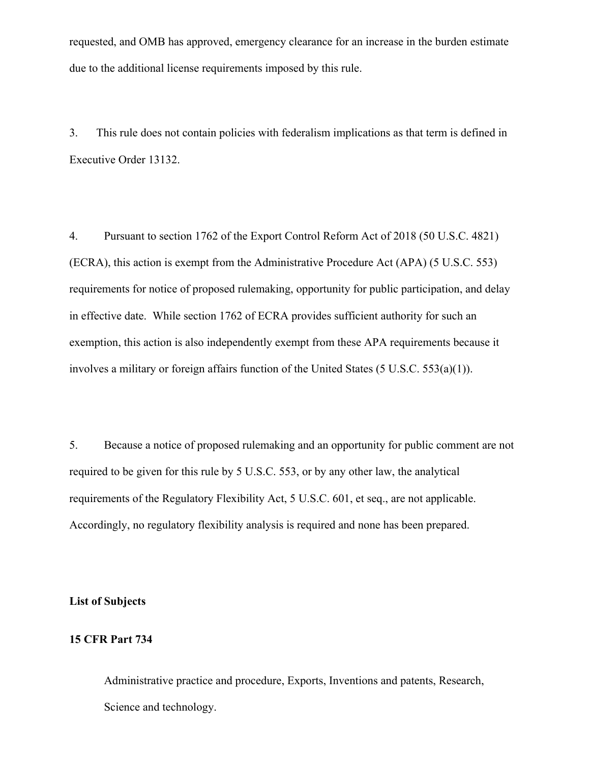requested, and OMB has approved, emergency clearance for an increase in the burden estimate due to the additional license requirements imposed by this rule.

3. This rule does not contain policies with federalism implications as that term is defined in Executive Order 13132.

4. Pursuant to section 1762 of the Export Control Reform Act of 2018 (50 U.S.C. 4821) (ECRA), this action is exempt from the Administrative Procedure Act (APA) (5 U.S.C. 553) requirements for notice of proposed rulemaking, opportunity for public participation, and delay in effective date. While section 1762 of ECRA provides sufficient authority for such an exemption, this action is also independently exempt from these APA requirements because it involves a military or foreign affairs function of the United States (5 U.S.C. 553(a)(1)).

5. Because a notice of proposed rulemaking and an opportunity for public comment are not required to be given for this rule by 5 U.S.C. 553, or by any other law, the analytical requirements of the Regulatory Flexibility Act, 5 U.S.C. 601, et seq., are not applicable. Accordingly, no regulatory flexibility analysis is required and none has been prepared.

**List of Subjects**

**15 CFR Part 734**

Administrative practice and procedure, Exports, Inventions and patents, Research, Science and technology.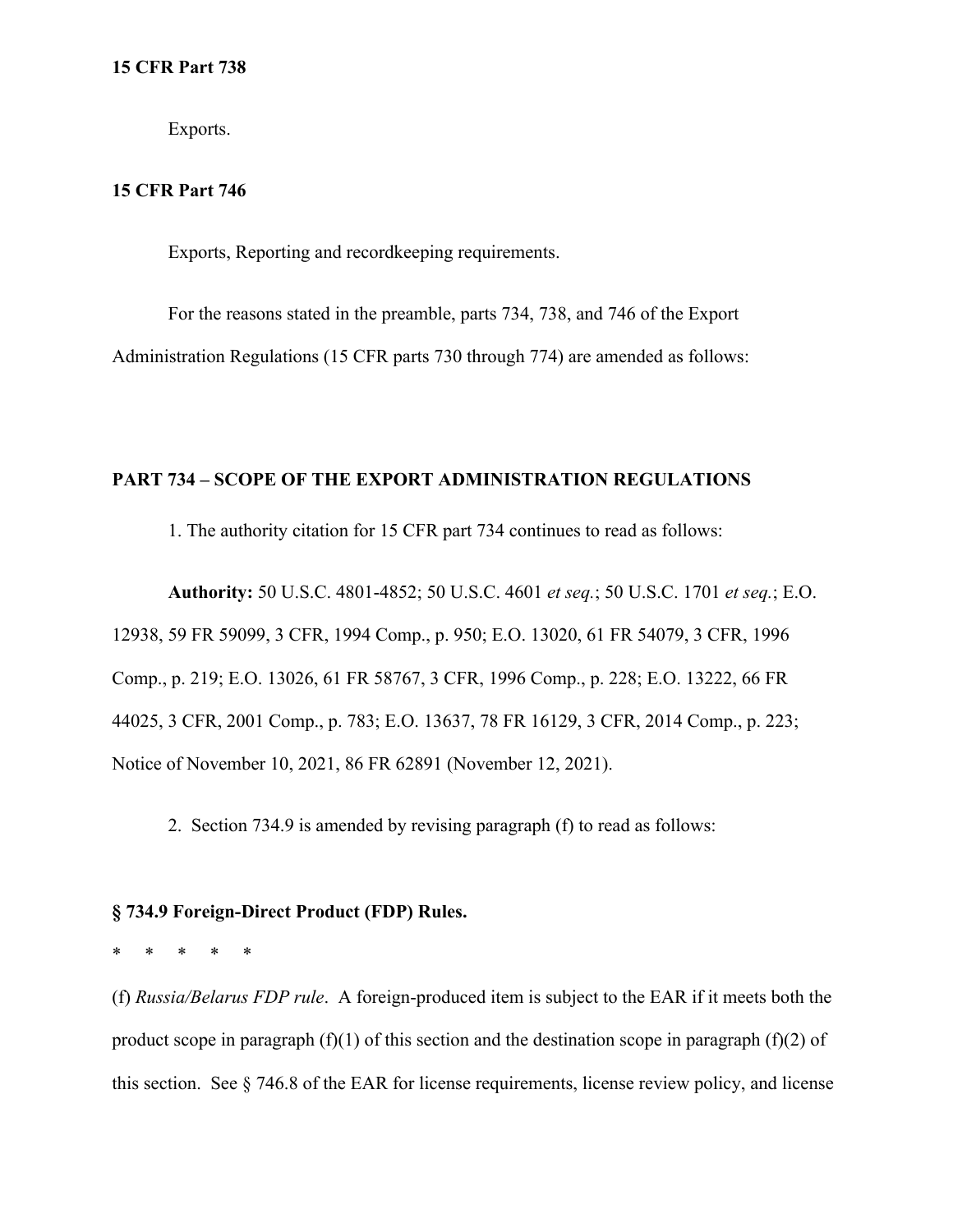**15 CFR Part 738**

Exports.

**15 CFR Part 746**

Exports, Reporting and recordkeeping requirements.

For the reasons stated in the preamble, parts 734, 738, and 746 of the Export Administration Regulations (15 CFR parts 730 through 774) are amended as follows:

**PART 734 – SCOPE OF THE EXPORT ADMINISTRATION REGULATIONS**

1. The authority citation for 15 CFR part 734 continues to read as follows:

**Authority:** 50 U.S.C. 4801-4852; 50 U.S.C. 4601 *et seq.*; 50 U.S.C. 1701 *et seq.*; E.O. 12938, 59 FR 59099, 3 CFR, 1994 Comp., p. 950; E.O. 13020, 61 FR 54079, 3 CFR, 1996 Comp., p. 219; E.O. 13026, 61 FR 58767, 3 CFR, 1996 Comp., p. 228; E.O. 13222, 66 FR 44025, 3 CFR, 2001 Comp., p. 783; E.O. 13637, 78 FR 16129, 3 CFR, 2014 Comp., p. 223; Notice of November 10, 2021, 86 FR 62891 (November 12, 2021).

2. Section 734.9 is amended by revising paragraph (f) to read as follows:

**§ 734.9 Foreign-Direct Product (FDP) Rules.**

\* \* \* \* \*

(f) *Russia/Belarus FDP rule*. A foreign-produced item is subject to the EAR if it meets both the product scope in paragraph (f)(1) of this section and the destination scope in paragraph (f)(2) of this section. See § 746.8 of the EAR for license requirements, license review policy, and license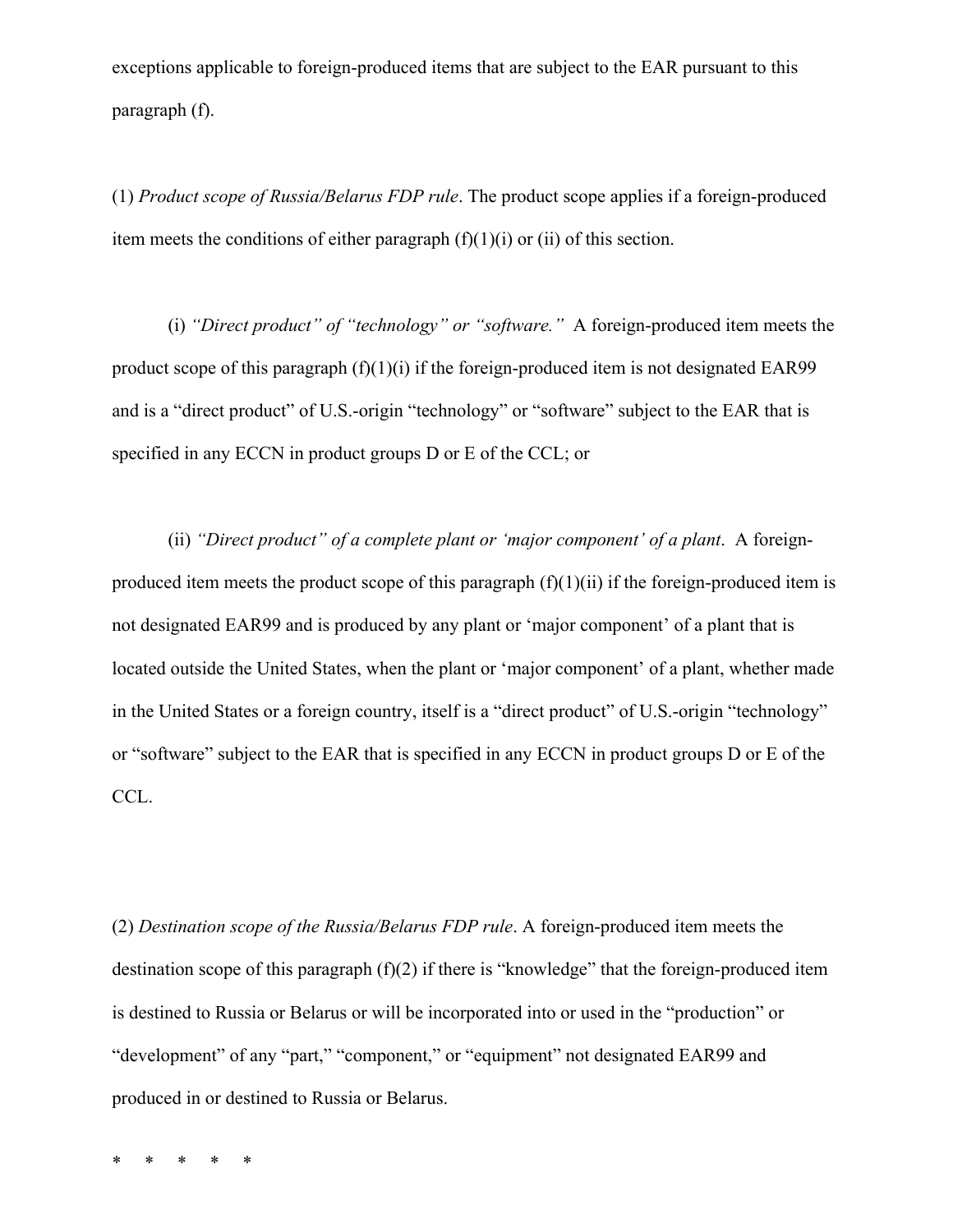exceptions applicable to foreign-produced items that are subject to the EAR pursuant to this paragraph (f).

(1) *Product scope of Russia/Belarus FDP rule*. The product scope applies if a foreign-produced item meets the conditions of either paragraph (f)(1)(i) or (ii) of this section.

(i) *"Direct product" of "technology" or "software."* A foreign-produced item meets the product scope of this paragraph (f)(1)(i) if the foreign-produced item is not designated EAR99 and is a "direct product" of U.S.-origin "technology" or "software" subject to the EAR that is specified in any ECCN in product groups D or E of the CCL; or

(ii) *"Direct product" of a complete plant or 'major component' of a plant*. A foreign-produced item meets the product scope of this paragraph (f)(1)(ii) if the foreign-produced item is not designated EAR99 and is produced by any plant or 'major component' of a plant that is located outside the United States, when the plant or 'major component' of a plant, whether made in the United States or a foreign country, itself is a "direct product" of U.S.-origin "technology" or "software" subject to the EAR that is specified in any ECCN in product groups D or E of the CCL.

(2) *Destination scope of the Russia/Belarus FDP rule*. A foreign-produced item meets the destination scope of this paragraph (f)(2) if there is "knowledge" that the foreign-produced item is destined to Russia or Belarus or will be incorporated into or used in the "production" or "development" of any "part," "component," or "equipment" not designated EAR99 and produced in or destined to Russia or Belarus.

\* \* \* \* \*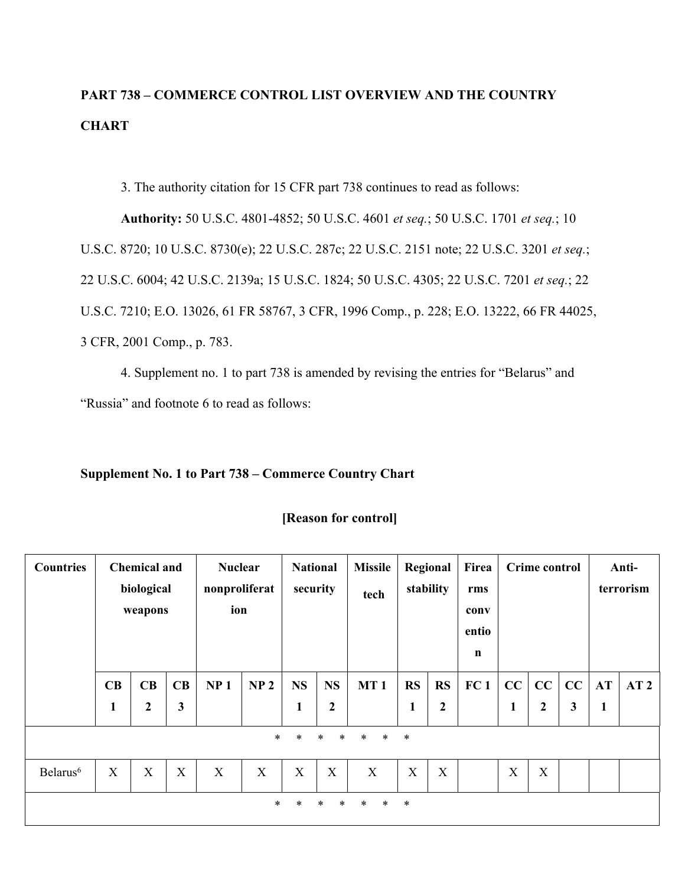**PART 738 – COMMERCE CONTROL LIST OVERVIEW AND THE COUNTRY CHART**

3. The authority citation for 15 CFR part 738 continues to read as follows:

**Authority:** 50 U.S.C. 4801-4852; 50 U.S.C. 4601 *et seq.*; 50 U.S.C. 1701 *et seq.*; 10 U.S.C. 8720; 10 U.S.C. 8730(e); 22 U.S.C. 287c; 22 U.S.C. 2151 note; 22 U.S.C. 3201 *et seq.*; 22 U.S.C. 6004; 42 U.S.C. 2139a; 15 U.S.C. 1824; 50 U.S.C. 4305; 22 U.S.C. 7201 *et seq.*; 22 U.S.C. 7210; E.O. 13026, 61 FR 58767, 3 CFR, 1996 Comp., p. 228; E.O. 13222, 66 FR 44025, 3 CFR, 2001 Comp., p. 783.

4. Supplement no. 1 to part 738 is amended by revising the entries for "Belarus" and "Russia" and footnote 6 to read as follows:

**Supplement No. 1 to Part 738 – Commerce Country Chart**

**[Reason for control]**

| Countries | Chemical and biological weapons | | | Nuclear nonproliferation | | National security | | Missile tech | Regional stability | | Firearms convention | Crime control | | | Anti-terrorism | |
|---|---|---|---|---|---|---|---|---|---|---|---|---|---|---|---|---|
| | CB 1 | CB 2 | CB 3 | NP 1 | NP 2 | NS 1 | NS 2 | MT 1 | RS 1 | RS 2 | FC 1 | CC 1 | CC 2 | CC 3 | AT 1 | AT 2 |
| * * * * * * * | | | | | | | | | | | | | | | | |
| Belarus[6] | X | X | X | X | X | X | X | X | X | X | | X | X | | | |
| * * * * * * * | | | | | | | | | | | | | | | | |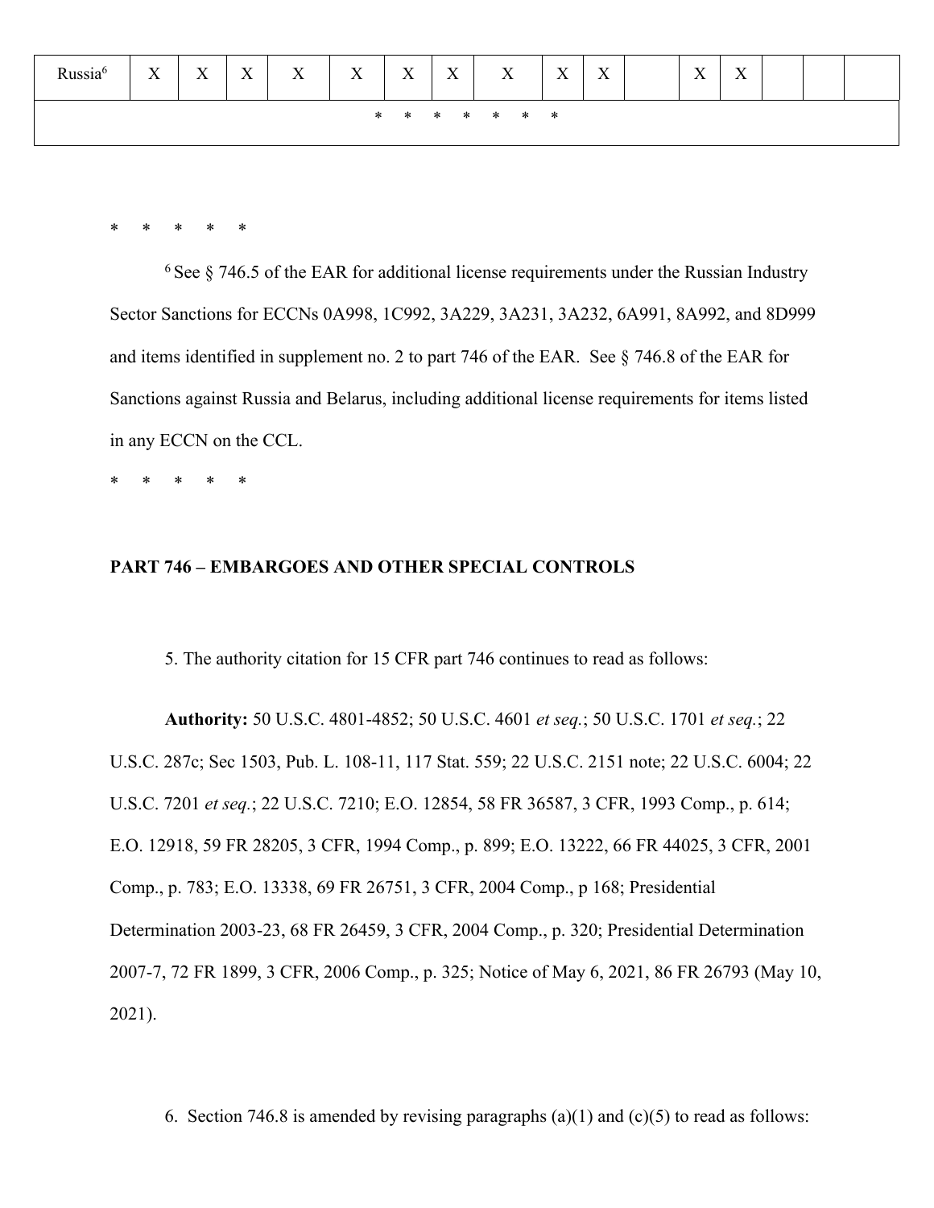| Russia[6] | X | X | X | X | X | X | X | X | X | X | | X | X | | | |
|---|---|---|---|---|---|---|---|---|---|---|---|---|---|---|---|---|
| * * * * * * * | | | | | | | | | | | | | | | | |

* * * * *

[6] See § 746.5 of the EAR for additional license requirements under the Russian Industry Sector Sanctions for ECCNs 0A998, 1C992, 3A229, 3A231, 3A232, 6A991, 8A992, and 8D999 and items identified in supplement no. 2 to part 746 of the EAR. See § 746.8 of the EAR for Sanctions against Russia and Belarus, including additional license requirements for items listed in any ECCN on the CCL.

* * * * *

**PART 746 – EMBARGOES AND OTHER SPECIAL CONTROLS**

5. The authority citation for 15 CFR part 746 continues to read as follows:

**Authority:** 50 U.S.C. 4801-4852; 50 U.S.C. 4601 *et seq.*; 50 U.S.C. 1701 *et seq.*; 22 U.S.C. 287c; Sec 1503, Pub. L. 108-11, 117 Stat. 559; 22 U.S.C. 2151 note; 22 U.S.C. 6004; 22 U.S.C. 7201 *et seq.*; 22 U.S.C. 7210; E.O. 12854, 58 FR 36587, 3 CFR, 1993 Comp., p. 614; E.O. 12918, 59 FR 28205, 3 CFR, 1994 Comp., p. 899; E.O. 13222, 66 FR 44025, 3 CFR, 2001 Comp., p. 783; E.O. 13338, 69 FR 26751, 3 CFR, 2004 Comp., p 168; Presidential Determination 2003-23, 68 FR 26459, 3 CFR, 2004 Comp., p. 320; Presidential Determination 2007-7, 72 FR 1899, 3 CFR, 2006 Comp., p. 325; Notice of May 6, 2021, 86 FR 26793 (May 10, 2021).

6. Section 746.8 is amended by revising paragraphs (a)(1) and (c)(5) to read as follows: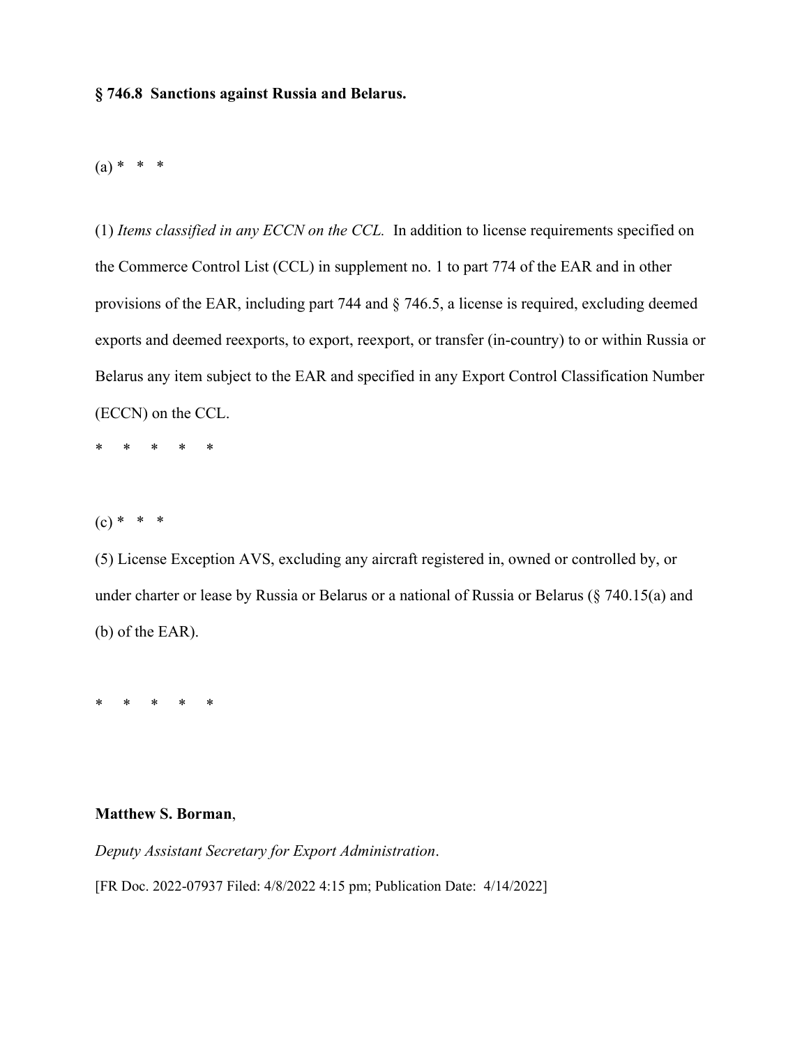**§ 746.8 Sanctions against Russia and Belarus.**

(a) * * *

(1) *Items classified in any ECCN on the CCL.* In addition to license requirements specified on the Commerce Control List (CCL) in supplement no. 1 to part 774 of the EAR and in other provisions of the EAR, including part 744 and § 746.5, a license is required, excluding deemed exports and deemed reexports, to export, reexport, or transfer (in-country) to or within Russia or Belarus any item subject to the EAR and specified in any Export Control Classification Number (ECCN) on the CCL.

\* * * * *

(c) * * *

(5) License Exception AVS, excluding any aircraft registered in, owned or controlled by, or under charter or lease by Russia or Belarus or a national of Russia or Belarus (§ 740.15(a) and (b) of the EAR).

\* * * * *

**Matthew S. Borman**,

*Deputy Assistant Secretary for Export Administration*.

[FR Doc. 2022-07937 Filed: 4/8/2022 4:15 pm; Publication Date: 4/14/2022]